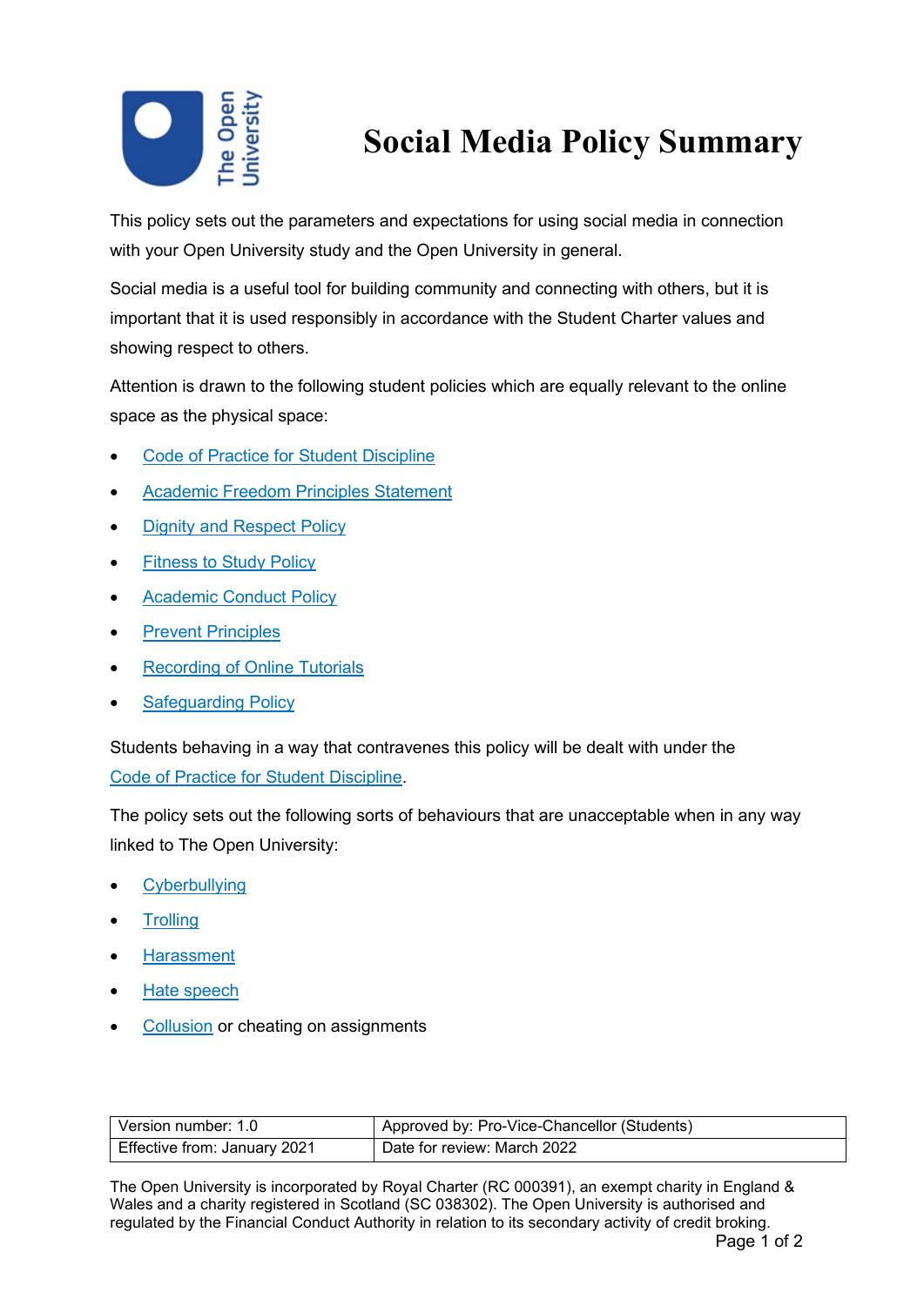# Social Media Policy Summary

This policy sets out the parameters and expectations for using social media in connection with your Open University study and the Open University in general.

Social media is a useful tool for building community and connecting with others, but it is important that it is used responsibly in accordance with the Student Charter values and showing respect to others.

Attention is drawn to the following student policies which are equally relevant to the online space as the physical space:

- Code of Practice for Student Discipline
- Academic Freedom Principles Statement
- Dignity and Respect Policy
- Fitness to Study Policy
- Academic Conduct Policy
- Prevent Principles
- Recording of Online Tutorials
- Safeguarding Policy

Students behaving in a way that contravenes this policy will be dealt with under the Code of Practice for Student Discipline.

The policy sets out the following sorts of behaviours that are unacceptable when in any way linked to The Open University:

- Cyberbullying
- Trolling
- Harassment
- Hate speech
- Collusion or cheating on assignments

| Version number: 1.0 | Approved by: Pro-Vice-Chancellor (Students) |
|---|---|
| Effective from: January 2021 | Date for review: March 2022 |

The Open University is incorporated by Royal Charter (RC 000391), an exempt charity in England & Wales and a charity registered in Scotland (SC 038302). The Open University is authorised and regulated by the Financial Conduct Authority in relation to its secondary activity of credit broking.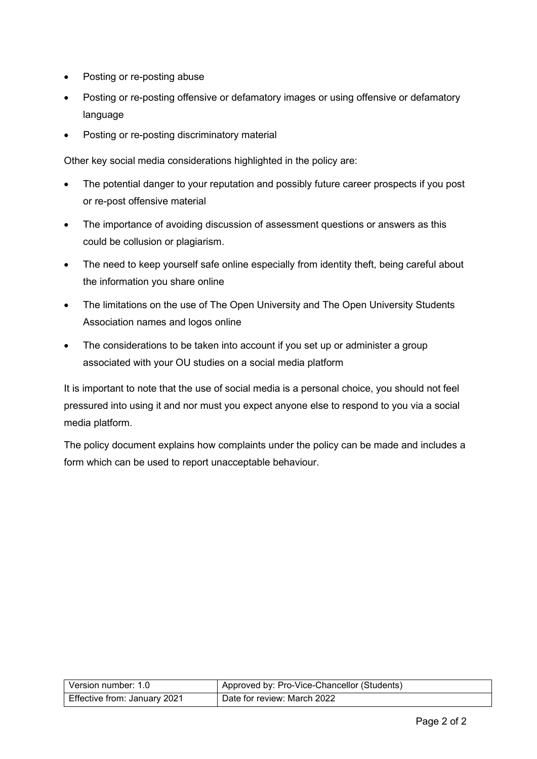- Posting or re-posting abuse
- Posting or re-posting offensive or defamatory images or using offensive or defamatory language
- Posting or re-posting discriminatory material

Other key social media considerations highlighted in the policy are:

- The potential danger to your reputation and possibly future career prospects if you post or re-post offensive material
- The importance of avoiding discussion of assessment questions or answers as this could be collusion or plagiarism.
- The need to keep yourself safe online especially from identity theft, being careful about the information you share online
- The limitations on the use of The Open University and The Open University Students Association names and logos online
- The considerations to be taken into account if you set up or administer a group associated with your OU studies on a social media platform

It is important to note that the use of social media is a personal choice, you should not feel pressured into using it and nor must you expect anyone else to respond to you via a social media platform.

The policy document explains how complaints under the policy can be made and includes a form which can be used to report unacceptable behaviour.

| | |
|---|---|
| Version number: 1.0 | Approved by: Pro-Vice-Chancellor (Students) |
| Effective from: January 2021 | Date for review: March 2022 |